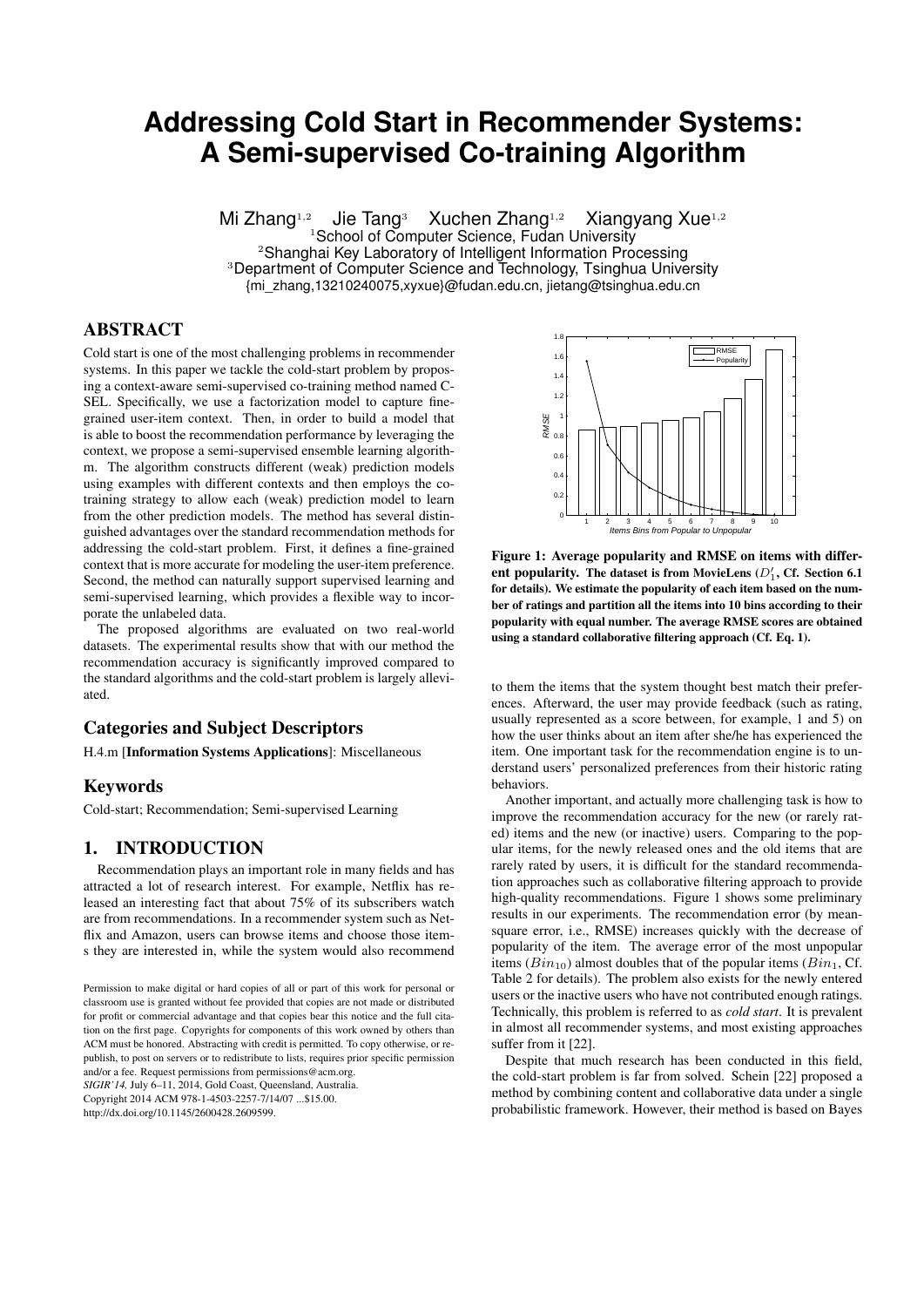# Addressing Cold Start in Recommender Systems: A Semi-supervised Co-training Algorithm

Mi Zhang[1,2] Jie Tang[3] Xuchen Zhang[1,2] Xiangyang Xue[1,2]

[1]School of Computer Science, Fudan University
[2]Shanghai Key Laboratory of Intelligent Information Processing
[3]Department of Computer Science and Technology, Tsinghua University
{mi_zhang,13210240075,xyxue}@fudan.edu.cn, jietang@tsinghua.edu.cn

## ABSTRACT

Cold start is one of the most challenging problems in recommender systems. In this paper we tackle the cold-start problem by proposing a context-aware semi-supervised co-training method named CSEL. Specifically, we use a factorization model to capture fine-grained user-item context. Then, in order to build a model that is able to boost the recommendation performance by leveraging the context, we propose a semi-supervised ensemble learning algorithm. The algorithm constructs different (weak) prediction models using examples with different contexts and then employs the co-training strategy to allow each (weak) prediction model to learn from the other prediction models. The method has several distinguished advantages over the standard recommendation methods for addressing the cold-start problem. First, it defines a fine-grained context that is more accurate for modeling the user-item preference. Second, the method can naturally support supervised learning and semi-supervised learning, which provides a flexible way to incorporate the unlabeled data.

The proposed algorithms are evaluated on two real-world datasets. The experimental results show that with our method the recommendation accuracy is significantly improved compared to the standard algorithms and the cold-start problem is largely alleviated.

## Categories and Subject Descriptors

H.4.m [**Information Systems Applications**]: Miscellaneous

## Keywords

Cold-start; Recommendation; Semi-supervised Learning

## 1. INTRODUCTION

Recommendation plays an important role in many fields and has attracted a lot of research interest. For example, Netflix has released an interesting fact that about 75% of its subscribers watch are from recommendations. In a recommender system such as Netflix and Amazon, users can browse items and choose those items they are interested in, while the system would also recommend to them the items that the system thought best match their preferences. Afterward, the user may provide feedback (such as rating, usually represented as a score between, for example, 1 and 5) on how the user thinks about an item after she/he has experienced the item. One important task for the recommendation engine is to understand users' personalized preferences from their historic rating behaviors.

**Figure 1: Average popularity and RMSE on items with different popularity. The dataset is from MovieLens ($D_1'$, Cf. Section 6.1 for details). We estimate the popularity of each item based on the number of ratings and partition all the items into 10 bins according to their popularity with equal number. The average RMSE scores are obtained using a standard collaborative filtering approach (Cf. Eq. 1).**

Another important, and actually more challenging task is how to improve the recommendation accuracy for the new (or rarely rated) items and the new (or inactive) users. Comparing to the popular items, for the newly released ones and the old items that are rarely rated by users, it is difficult for the standard recommendation approaches such as collaborative filtering approach to provide high-quality recommendations. Figure 1 shows some preliminary results in our experiments. The recommendation error (by mean-square error, i.e., RMSE) increases quickly with the decrease of popularity of the item. The average error of the most unpopular items ($Bin_{10}$) almost doubles that of the popular items ($Bin_1$, Cf. Table 2 for details). The problem also exists for the newly entered users or the inactive users who have not contributed enough ratings. Technically, this problem is referred to as *cold start*. It is prevalent in almost all recommender systems, and most existing approaches suffer from it [22].

Despite that much research has been conducted in this field, the cold-start problem is far from solved. Schein [22] proposed a method by combining content and collaborative data under a single probabilistic framework. However, their method is based on Bayes

Permission to make digital or hard copies of all or part of this work for personal or classroom use is granted without fee provided that copies are not made or distributed for profit or commercial advantage and that copies bear this notice and the full citation on the first page. Copyrights for components of this work owned by others than ACM must be honored. Abstracting with credit is permitted. To copy otherwise, or republish, to post on servers or to redistribute to lists, requires prior specific permission and/or a fee. Request permissions from permissions@acm.org.
*SIGIR'14,* July 6–11, 2014, Gold Coast, Queensland, Australia.
Copyright 2014 ACM 978-1-4503-2257-7/14/07 ...$15.00.
http://dx.doi.org/10.1145/2600428.2609599.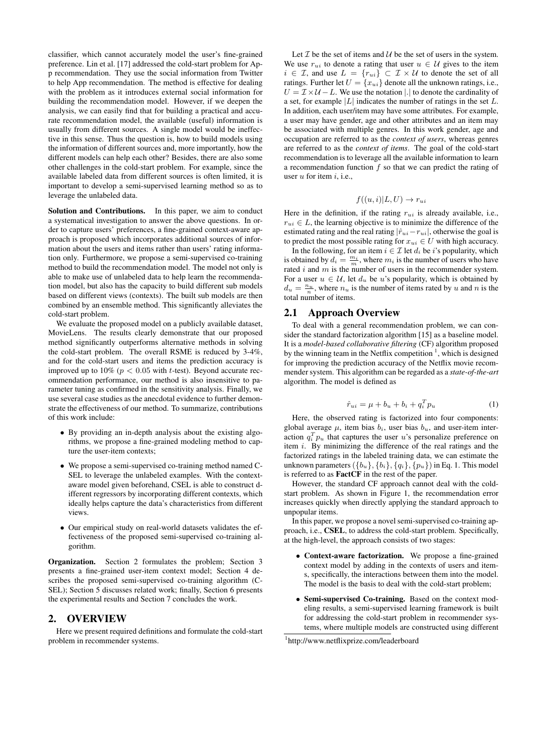classifier, which cannot accurately model the user's fine-grained preference. Lin et al. [17] addressed the cold-start problem for App recommendation. They use the social information from Twitter to help App recommendation. The method is effective for dealing with the problem as it introduces external social information for building the recommendation model. However, if we deepen the analysis, we can easily find that for building a practical and accurate recommendation model, the available (useful) information is usually from different sources. A single model would be ineffective in this sense. Thus the question is, how to build models using the information of different sources and, more importantly, how the different models can help each other? Besides, there are also some other challenges in the cold-start problem. For example, since the available labeled data from different sources is often limited, it is important to develop a semi-supervised learning method so as to leverage the unlabeled data.

**Solution and Contributions.** In this paper, we aim to conduct a systematical investigation to answer the above questions. In order to capture users' preferences, a fine-grained context-aware approach is proposed which incorporates additional sources of information about the users and items rather than users' rating information only. Furthermore, we propose a semi-supervised co-training method to build the recommendation model. The model not only is able to make use of unlabeled data to help learn the recommendation model, but also has the capacity to build different sub models based on different views (contexts). The built sub models are then combined by an ensemble method. This significantly alleviates the cold-start problem.

We evaluate the proposed model on a publicly available dataset, MovieLens. The results clearly demonstrate that our proposed method significantly outperforms alternative methods in solving the cold-start problem. The overall RSME is reduced by 3-4%, and for the cold-start users and items the prediction accuracy is improved up to 10% ($p < 0.05$ with $t$-test). Beyond accurate recommendation performance, our method is also insensitive to parameter tuning as confirmed in the sensitivity analysis. Finally, we use several case studies as the anecdotal evidence to further demonstrate the effectiveness of our method. To summarize, contributions of this work include:

- By providing an in-depth analysis about the existing algorithms, we propose a fine-grained modeling method to capture the user-item contexts;
- We propose a semi-supervised co-training method named CSEL to leverage the unlabeled examples. With the context-aware model given beforehand, CSEL is able to construct different regressors by incorporating different contexts, which ideally helps capture the data's characteristics from different views.
- Our empirical study on real-world datasets validates the effectiveness of the proposed semi-supervised co-training algorithm.

**Organization.** Section 2 formulates the problem; Section 3 presents a fine-grained user-item context model; Section 4 describes the proposed semi-supervised co-training algorithm (CSEL); Section 5 discusses related work; finally, Section 6 presents the experimental results and Section 7 concludes the work.

## 2. OVERVIEW

Here we present required definitions and formulate the cold-start problem in recommender systems.

Let $\mathcal{I}$ be the set of items and $\mathcal{U}$ be the set of users in the system. We use $r_{ui}$ to denote a rating that user $u \in \mathcal{U}$ gives to the item $i \in \mathcal{I}$, and use $L = \{r_{ui}\} \subset \mathcal{I} \times \mathcal{U}$ to denote the set of all ratings. Further let $U = \{x_{ui}\}$ denote all the unknown ratings, i.e., $U = \mathcal{I} \times \mathcal{U} - L$. We use the notation $|.|$ to denote the cardinality of a set, for example $|L|$ indicates the number of ratings in the set $L$. In addition, each user/item may have some attributes. For example, a user may have gender, age and other attributes and an item may be associated with multiple genres. In this work gender, age and occupation are referred to as the *context of users*, whereas genres are referred to as the *context of items*. The goal of the cold-start recommendation is to leverage all the available information to learn a recommendation function $f$ so that we can predict the rating of user $u$ for item $i$, i.e.,

$$f((u,i)|L,U) \to r_{ui}$$

Here in the definition, if the rating $r_{ui}$ is already available, i.e., $r_{ui} \in L$, the learning objective is to minimize the difference of the estimated rating and the real rating $|\hat{r}_{ui} - r_{ui}|$, otherwise the goal is to predict the most possible rating for $x_{ui} \in U$ with high accuracy.

In the following, for an item $i \in \mathcal{I}$ let $d_i$ be $i$'s popularity, which is obtained by $d_i = \frac{m_i}{m}$, where $m_i$ is the number of users who have rated $i$ and $m$ is the number of users in the recommender system. For a user $u \in \mathcal{U}$, let $d_u$ be $u$'s popularity, which is obtained by $d_u = \frac{n_u}{n}$, where $n_u$ is the number of items rated by $u$ and $n$ is the total number of items.

### 2.1 Approach Overview

To deal with a general recommendation problem, we can consider the standard factorization algorithm [15] as a baseline model. It is a *model-based collaborative filtering* (CF) algorithm proposed by the winning team in the Netflix competition [1], which is designed for improving the prediction accuracy of the Netflix movie recommender system. This algorithm can be regarded as a *state-of-the-art* algorithm. The model is defined as

$$\hat{r}_{ui} = \mu + b_u + b_i + q_i^T p_u \tag{1}$$

Here, the observed rating is factorized into four components: global average $\mu$, item bias $b_i$, user bias $b_u$, and user-item interaction $q_i^T p_u$ that captures the user $u$'s personalize preference on item $i$. By minimizing the difference of the real ratings and the factorized ratings in the labeled training data, we can estimate the unknown parameters ($\{b_u\}, \{b_i\}, \{q_i\}, \{p_u\}$) in Eq. 1. This model is referred to as **FactCF** in the rest of the paper.

However, the standard CF approach cannot deal with the cold-start problem. As shown in Figure 1, the recommendation error increases quickly when directly applying the standard approach to unpopular items.

In this paper, we propose a novel semi-supervised co-training approach, i.e., **CSEL**, to address the cold-start problem. Specifically, at the high-level, the approach consists of two stages:

- **Context-aware factorization.** We propose a fine-grained context model by adding in the contexts of users and items, specifically, the interactions between them into the model. The model is the basis to deal with the cold-start problem;
- **Semi-supervised Co-training.** Based on the context modeling results, a semi-supervised learning framework is built for addressing the cold-start problem in recommender systems, where multiple models are constructed using different

[1] http://www.netflixprize.com/leaderboard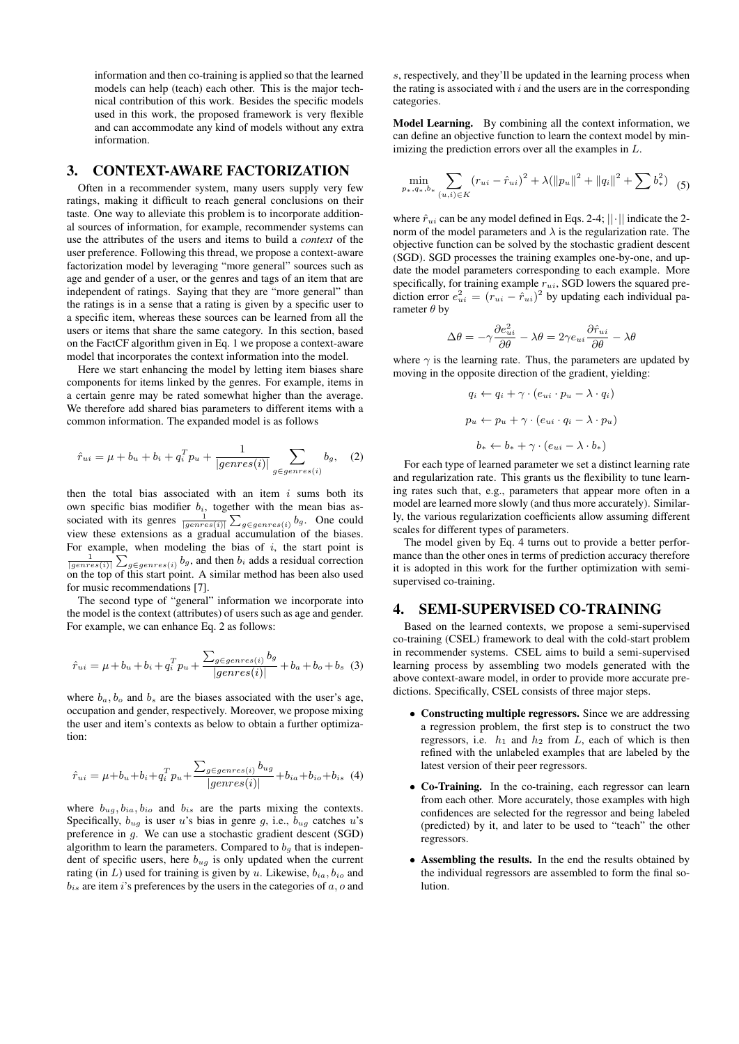information and then co-training is applied so that the learned models can help (teach) each other. This is the major technical contribution of this work. Besides the specific models used in this work, the proposed framework is very flexible and can accommodate any kind of models without any extra information.

## 3. CONTEXT-AWARE FACTORIZATION

Often in a recommender system, many users supply very few ratings, making it difficult to reach general conclusions on their taste. One way to alleviate this problem is to incorporate additional sources of information, for example, recommender systems can use the attributes of the users and items to build a *context* of the user preference. Following this thread, we propose a context-aware factorization model by leveraging "more general" sources such as age and gender of a user, or the genres and tags of an item that are independent of ratings. Saying that they are "more general" than the ratings is in a sense that a rating is given by a specific user to a specific item, whereas these sources can be learned from all the users or items that share the same category. In this section, based on the FactCF algorithm given in Eq. 1 we propose a context-aware model that incorporates the context information into the model.

Here we start enhancing the model by letting item biases share components for items linked by the genres. For example, items in a certain genre may be rated somewhat higher than the average. We therefore add shared bias parameters to different items with a common information. The expanded model is as follows

$$\hat{r}_{ui} = \mu + b_u + b_i + q_i^T p_u + \frac{1}{|genres(i)|} \sum_{g \in genres(i)} b_g, \quad (2)$$

then the total bias associated with an item $i$ sums both its own specific bias modifier $b_i$, together with the mean bias associated with its genres $\frac{1}{|genres(i)|} \sum_{g \in genres(i)} b_g$. One could view these extensions as a gradual accumulation of the biases. For example, when modeling the bias of $i$, the start point is $\frac{1}{|genres(i)|} \sum_{g \in genres(i)} b_g$, and then $b_i$ adds a residual correction on the top of this start point. A similar method has been also used for music recommendations [7].

The second type of "general" information we incorporate into the model is the context (attributes) of users such as age and gender. For example, we can enhance Eq. 2 as follows:

$$\hat{r}_{ui} = \mu + b_u + b_i + q_i^T p_u + \frac{\sum_{g \in genres(i)} b_g}{|genres(i)|} + b_a + b_o + b_s \quad (3)$$

where $b_a$, $b_o$ and $b_s$ are the biases associated with the user's age, occupation and gender, respectively. Moreover, we propose mixing the user and item's contexts as below to obtain a further optimization:

$$\hat{r}_{ui} = \mu + b_u + b_i + q_i^T p_u + \frac{\sum_{g \in genres(i)} b_{ug}}{|genres(i)|} + b_{ia} + b_{io} + b_{is} \quad (4)$$

where $b_{ug}, b_{ia}, b_{io}$ and $b_{is}$ are the parts mixing the contexts. Specifically, $b_{ug}$ is user $u$'s bias in genre $g$, i.e., $b_{ug}$ catches $u$'s preference in $g$. We can use a stochastic gradient descent (SGD) algorithm to learn the parameters. Compared to $b_g$ that is independent of specific users, here $b_{ug}$ is only updated when the current rating (in $L$) used for training is given by $u$. Likewise, $b_{ia}, b_{io}$ and $b_{is}$ are item $i$'s preferences by the users in the categories of $a$, $o$ and $s$, respectively, and they'll be updated in the learning process when the rating is associated with $i$ and the users are in the corresponding categories.

**Model Learning.** By combining all the context information, we can define an objective function to learn the context model by minimizing the prediction errors over all the examples in $L$.

$$\min_{p_*, q_*, b_*} \sum_{(u,i) \in K} (r_{ui} - \hat{r}_{ui})^2 + \lambda(\|p_u\|^2 + \|q_i\|^2 + \sum b_*^2) \quad (5)$$

where $\hat{r}_{ui}$ can be any model defined in Eqs. 2-4; $||\cdot||$ indicate the 2-norm of the model parameters and $\lambda$ is the regularization rate. The objective function can be solved by the stochastic gradient descent (SGD). SGD processes the training examples one-by-one, and update the model parameters corresponding to each example. More specifically, for training example $r_{ui}$, SGD lowers the squared prediction error $e_{ui}^2 = (r_{ui} - \hat{r}_{ui})^2$ by updating each individual parameter $\theta$ by

$$\Delta\theta = -\gamma \frac{\partial e_{ui}^2}{\partial \theta} - \lambda\theta = 2\gamma e_{ui} \frac{\partial \hat{r}_{ui}}{\partial \theta} - \lambda\theta$$

where $\gamma$ is the learning rate. Thus, the parameters are updated by moving in the opposite direction of the gradient, yielding:

$$q_i \leftarrow q_i + \gamma \cdot (e_{ui} \cdot p_u - \lambda \cdot q_i)$$

$$p_u \leftarrow p_u + \gamma \cdot (e_{ui} \cdot q_i - \lambda \cdot p_u)$$

$$b_* \leftarrow b_* + \gamma \cdot (e_{ui} - \lambda \cdot b_*)$$

For each type of learned parameter we set a distinct learning rate and regularization rate. This grants us the flexibility to tune learning rates such that, e.g., parameters that appear more often in a model are learned more slowly (and thus more accurately). Similarly, the various regularization coefficients allow assuming different scales for different types of parameters.

The model given by Eq. 4 turns out to provide a better performance than the other ones in terms of prediction accuracy therefore it is adopted in this work for the further optimization with semi-supervised co-training.

## 4. SEMI-SUPERVISED CO-TRAINING

Based on the learned contexts, we propose a semi-supervised co-training (CSEL) framework to deal with the cold-start problem in recommender systems. CSEL aims to build a semi-supervised learning process by assembling two models generated with the above context-aware model, in order to provide more accurate predictions. Specifically, CSEL consists of three major steps.

- **Constructing multiple regressors.** Since we are addressing a regression problem, the first step is to construct the two regressors, i.e. $h_1$ and $h_2$ from $L$, each of which is then refined with the unlabeled examples that are labeled by the latest version of their peer regressors.
- **Co-Training.** In the co-training, each regressor can learn from each other. More accurately, those examples with high confidences are selected for the regressor and being labeled (predicted) by it, and later to be used to "teach" the other regressors.
- **Assembling the results.** In the end the results obtained by the individual regressors are assembled to form the final solution.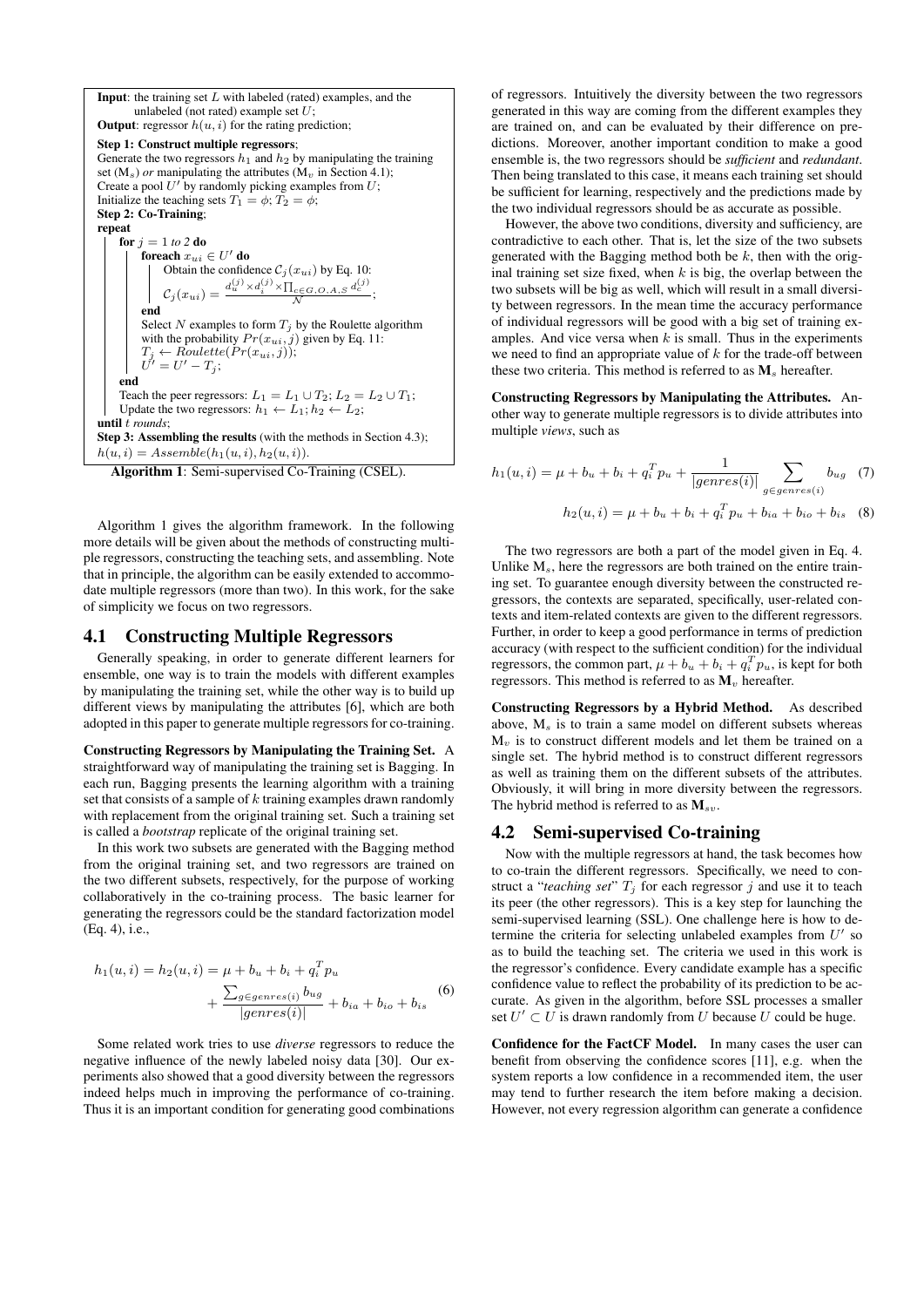**Input**: the training set $L$ with labeled (rated) examples, and the unlabeled (not rated) example set $U$;
**Output**: regressor $h(u,i)$ for the rating prediction;
**Step 1: Construct multiple regressors**;
Generate the two regressors $h_1$ and $h_2$ by manipulating the training set ($\mathrm{M}_s$) *or* manipulating the attributes ($\mathrm{M}_v$ in Section 4.1);
Create a pool $U'$ by randomly picking examples from $U$;
Initialize the teaching sets $T_1 = \phi$; $T_2 = \phi$;
**Step 2: Co-Training**;
**repeat**
  **for** $j = 1$ *to 2* **do**
    **foreach** $x_{ui} \in U'$ **do**
      Obtain the confidence $\mathcal{C}_j(x_{ui})$ by Eq. 10:
      $\mathcal{C}_j(x_{ui}) = \frac{d_u^{(j)} \times d_i^{(j)} \times \prod_{c \in G,O,A,S} d_c^{(j)}}{\mathcal{N}}$;
    **end**
    Select $N$ examples to form $T_j$ by the Roulette algorithm with the probability $Pr(x_{ui}, j)$ given by Eq. 11:
    $T_j \leftarrow Roulette(Pr(x_{ui}, j))$;
    $U' = U' - T_j$;
  **end**
  Teach the peer regressors: $L_1 = L_1 \cup T_2$; $L_2 = L_2 \cup T_1$;
  Update the two regressors: $h_1 \leftarrow L_1$; $h_2 \leftarrow L_2$;
**until** *t rounds*;
**Step 3: Assembling the results** (with the methods in Section 4.3);
$h(u,i) = Assemble(h_1(u,i), h_2(u,i))$.

**Algorithm 1**: Semi-supervised Co-Training (CSEL).

Algorithm 1 gives the algorithm framework. In the following more details will be given about the methods of constructing multiple regressors, constructing the teaching sets, and assembling. Note that in principle, the algorithm can be easily extended to accommodate multiple regressors (more than two). In this work, for the sake of simplicity we focus on two regressors.

## 4.1 Constructing Multiple Regressors

Generally speaking, in order to generate different learners for ensemble, one way is to train the models with different examples by manipulating the training set, while the other way is to build up different views by manipulating the attributes [6], which are both adopted in this paper to generate multiple regressors for co-training.

**Constructing Regressors by Manipulating the Training Set.** A straightforward way of manipulating the training set is Bagging. In each run, Bagging presents the learning algorithm with a training set that consists of a sample of $k$ training examples drawn randomly with replacement from the original training set. Such a training set is called a *bootstrap* replicate of the original training set.

In this work two subsets are generated with the Bagging method from the original training set, and two regressors are trained on the two different subsets, respectively, for the purpose of working collaboratively in the co-training process. The basic learner for generating the regressors could be the standard factorization model (Eq. 4), i.e.,

$$h_1(u,i) = h_2(u,i) = \mu + b_u + b_i + q_i^T p_u + \frac{\sum_{g \in genres(i)} b_{ug}}{|genres(i)|} + b_{ia} + b_{io} + b_{is} \quad (6)$$

Some related work tries to use *diverse* regressors to reduce the negative influence of the newly labeled noisy data [30]. Our experiments also showed that a good diversity between the regressors indeed helps much in improving the performance of co-training. Thus it is an important condition for generating good combinations of regressors. Intuitively the diversity between the two regressors generated in this way are coming from the different examples they are trained on, and can be evaluated by their difference on predictions. Moreover, another important condition to make a good ensemble is, the two regressors should be ***sufficient*** and ***redundant***. Then being translated to this case, it means each training set should be sufficient for learning, respectively and the predictions made by the two individual regressors should be as accurate as possible.

However, the above two conditions, diversity and sufficiency, are contradictive to each other. That is, let the size of the two subsets generated with the Bagging method both be $k$, then with the original training set size fixed, when $k$ is big, the overlap between the two subsets will be big as well, which will result in a small diversity between regressors. In the mean time the accuracy performance of individual regressors will be good with a big set of training examples. And vice versa when $k$ is small. Thus in the experiments we need to find an appropriate value of $k$ for the trade-off between these two criteria. This method is referred to as $\mathbf{M}_s$ hereafter.

**Constructing Regressors by Manipulating the Attributes.** Another way to generate multiple regressors is to divide attributes into multiple *views*, such as

$$h_1(u,i) = \mu + b_u + b_i + q_i^T p_u + \frac{1}{|genres(i)|} \sum_{g \in genres(i)} b_{ug} \quad (7)$$

$$h_2(u,i) = \mu + b_u + b_i + q_i^T p_u + b_{ia} + b_{io} + b_{is} \quad (8)$$

The two regressors are both a part of the model given in Eq. 4. Unlike $\mathrm{M}_s$, here the regressors are both trained on the entire training set. To guarantee enough diversity between the constructed regressors, the contexts are separated, specifically, user-related contexts and item-related contexts are given to the different regressors. Further, in order to keep a good performance in terms of prediction accuracy (with respect to the sufficient condition) for the individual regressors, the common part, $\mu + b_u + b_i + q_i^T p_u$, is kept for both regressors. This method is referred to as $\mathbf{M}_v$ hereafter.

**Constructing Regressors by a Hybrid Method.** As described above, $\mathrm{M}_s$ is to train a same model on different subsets whereas $\mathrm{M}_v$ is to construct different models and let them be trained on a single set. The hybrid method is to construct different regressors as well as training them on the different subsets of the attributes. Obviously, it will bring in more diversity between the regressors. The hybrid method is referred to as $\mathbf{M}_{sv}$.

## 4.2 Semi-supervised Co-training

Now with the multiple regressors at hand, the task becomes how to co-train the different regressors. Specifically, we need to construct a "*teaching set*" $T_j$ for each regressor $j$ and use it to teach its peer (the other regressors). This is a key step for launching the semi-supervised learning (SSL). One challenge here is how to determine the criteria for selecting unlabeled examples from $U'$ so as to build the teaching set. The criteria we used in this work is the regressor's confidence. Every candidate example has a specific confidence value to reflect the probability of its prediction to be accurate. As given in the algorithm, before SSL processes a smaller set $U' \subset U$ is drawn randomly from $U$ because $U$ could be huge.

**Confidence for the FactCF Model.** In many cases the user can benefit from observing the confidence scores [11], e.g. when the system reports a low confidence in a recommended item, the user may tend to further research the item before making a decision. However, not every regression algorithm can generate a confidence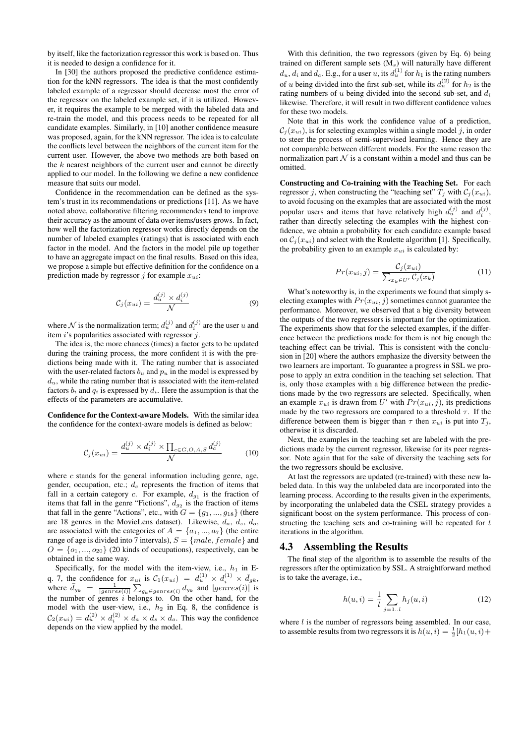by itself, like the factorization regressor this work is based on. Thus it is needed to design a confidence for it.

In [30] the authors proposed the predictive confidence estimation for the kNN regressors. The idea is that the most confidently labeled example of a regressor should decrease most the error of the regressor on the labeled example set, if it is utilized. However, it requires the example to be merged with the labeled data and re-train the model, and this process needs to be repeated for all candidate examples. Similarly, in [10] another confidence measure was proposed, again, for the kNN regressor. The idea is to calculate the conflicts level between the neighbors of the current item for the current user. However, the above two methods are both based on the $k$ nearest neighbors of the current user and cannot be directly applied to our model. In the following we define a new confidence measure that suits our model.

Confidence in the recommendation can be defined as the system's trust in its recommendations or predictions [11]. As we have noted above, collaborative filtering recommenders tend to improve their accuracy as the amount of data over items/users grows. In fact, how well the factorization regressor works directly depends on the number of labeled examples (ratings) that is associated with each factor in the model. And the factors in the model pile up together to have an aggregate impact on the final results. Based on this idea, we propose a simple but effective definition for the confidence on a prediction made by regressor $j$ for example $x_{ui}$:

$$\mathcal{C}_j(x_{ui}) = \frac{d_u^{(j)} \times d_i^{(j)}}{\mathcal{N}} \tag{9}$$

where $\mathcal{N}$ is the normalization term; $d_u^{(j)}$ and $d_i^{(j)}$ are the user $u$ and item $i$'s popularities associated with regressor $j$.

The idea is, the more chances (times) a factor gets to be updated during the training process, the more confident it is with the predictions being made with it. The rating number that is associated with the user-related factors $b_u$ and $p_u$ in the model is expressed by $d_u$, while the rating number that is associated with the item-related factors $b_i$ and $q_i$ is expressed by $d_i$. Here the assumption is that the effects of the parameters are accumulative.

**Confidence for the Context-aware Models.** With the similar idea the confidence for the context-aware models is defined as below:

$$\mathcal{C}_j(x_{ui}) = \frac{d_u^{(j)} \times d_i^{(j)} \times \prod_{c \in G,O,A,S} d_c^{(j)}}{\mathcal{N}} \tag{10}$$

where $c$ stands for the general information including genre, age, gender, occupation, etc.; $d_c$ represents the fraction of items that fall in a certain category $c$. For example, $d_{g_1}$ is the fraction of items that fall in the genre "Fictions", $d_{g_2}$ is the fraction of items that fall in the genre "Actions", etc., with $G = \{g_1, ..., g_{18}\}$ (there are 18 genres in the MovieLens dataset). Likewise, $d_a$, $d_s$, $d_o$, are associated with the categories of $A = \{a_1, ..., a_7\}$ (the entire range of age is divided into 7 intervals), $S = \{male, female\}$ and $O = \{o_1, ..., o_{20}\}$ (20 kinds of occupations), respectively, can be obtained in the same way.

Specifically, for the model with the item-view, i.e., $h_1$ in Eq. 7, the confidence for $x_{ui}$ is $\mathcal{C}_1(x_{ui}) = d_u^{(1)} \times d_i^{(1)} \times \bar{d}_{gk}$, where $\bar{d}_{g_k} = \frac{1}{|genres(i)|} \sum_{g_k \in genres(i)} d_{g_k}$ and $|genres(i)|$ is the number of genres $i$ belongs to. On the other hand, for the model with the user-view, i.e., $h_2$ in Eq. 8, the confidence is $\mathcal{C}_2(x_{ui}) = d_u^{(2)} \times d_i^{(2)} \times d_a \times d_s \times d_o$. This way the confidence depends on the view applied by the model.

With this definition, the two regressors (given by Eq. 6) being trained on different sample sets ($\mathrm{M}_s$) will naturally have different $d_u$, $d_i$ and $d_c$. E.g., for a user $u$, its $d_u^{(1)}$ for $h_1$ is the rating numbers of $u$ being divided into the first sub-set, while its $d_u^{(2)}$ for $h_2$ is the rating numbers of $u$ being divided into the second sub-set, and $d_i$ likewise. Therefore, it will result in two different confidence values for these two models.

Note that in this work the confidence value of a prediction, $\mathcal{C}_j(x_{ui})$, is for selecting examples within a single model $j$, in order to steer the process of semi-supervised learning. Hence they are not comparable between different models. For the same reason the normalization part $\mathcal{N}$ is a constant within a model and thus can be omitted.

**Constructing and Co-training with the Teaching Set.** For each regressor $j$, when constructing the "teaching set" $T_j$ with $\mathcal{C}_j(x_{ui})$, to avoid focusing on the examples that are associated with the most popular users and items that have relatively high $d_u^{(j)}$ and $d_i^{(j)}$, rather than directly selecting the examples with the highest confidence, we obtain a probability for each candidate example based on $\mathcal{C}_j(x_{ui})$ and select with the Roulette algorithm [1]. Specifically, the probability given to an example $x_{ui}$ is calculated by:

$$Pr(x_{ui}, j) = \frac{\mathcal{C}_j(x_{ui})}{\sum_{x_k \in U'} \mathcal{C}_j(x_k)} \tag{11}$$

What's noteworthy is, in the experiments we found that simply selecting examples with $Pr(x_{ui}, j)$ sometimes cannot guarantee the performance. Moreover, we observed that a big diversity between the outputs of the two regressors is important for the optimization. The experiments show that for the selected examples, if the difference between the predictions made for them is not big enough the teaching effect can be trivial. This is consistent with the conclusion in [20] where the authors emphasize the diversity between the two learners are important. To guarantee a progress in SSL we propose to apply an extra condition in the teaching set selection. That is, only those examples with a big difference between the predictions made by the two regressors are selected. Specifically, when an example $x_{ui}$ is drawn from $U'$ with $Pr(x_{ui}, j)$, its predictions made by the two regressors are compared to a threshold $\tau$. If the difference between them is bigger than $\tau$ then $x_{ui}$ is put into $T_j$, otherwise it is discarded.

Next, the examples in the teaching set are labeled with the predictions made by the current regressor, likewise for its peer regressor. Note again that for the sake of diversity the teaching sets for the two regressors should be exclusive.

At last the regressors are updated (re-trained) with these new labeled data. In this way the unlabeled data are incorporated into the learning process. According to the results given in the experiments, by incorporating the unlabeled data the CSEL strategy provides a significant boost on the system performance. This process of constructing the teaching sets and co-training will be repeated for $t$ iterations in the algorithm.

## 4.3 Assembling the Results

The final step of the algorithm is to assemble the results of the regressors after the optimization by SSL. A straightforward method is to take the average, i.e.,

$$h(u,i) = \frac{1}{l} \sum_{j=1..l} h_j(u,i) \tag{12}$$

where $l$ is the number of regressors being assembled. In our case, to assemble results from two regressors it is $h(u,i) = \frac{1}{2}[h_1(u,i)+$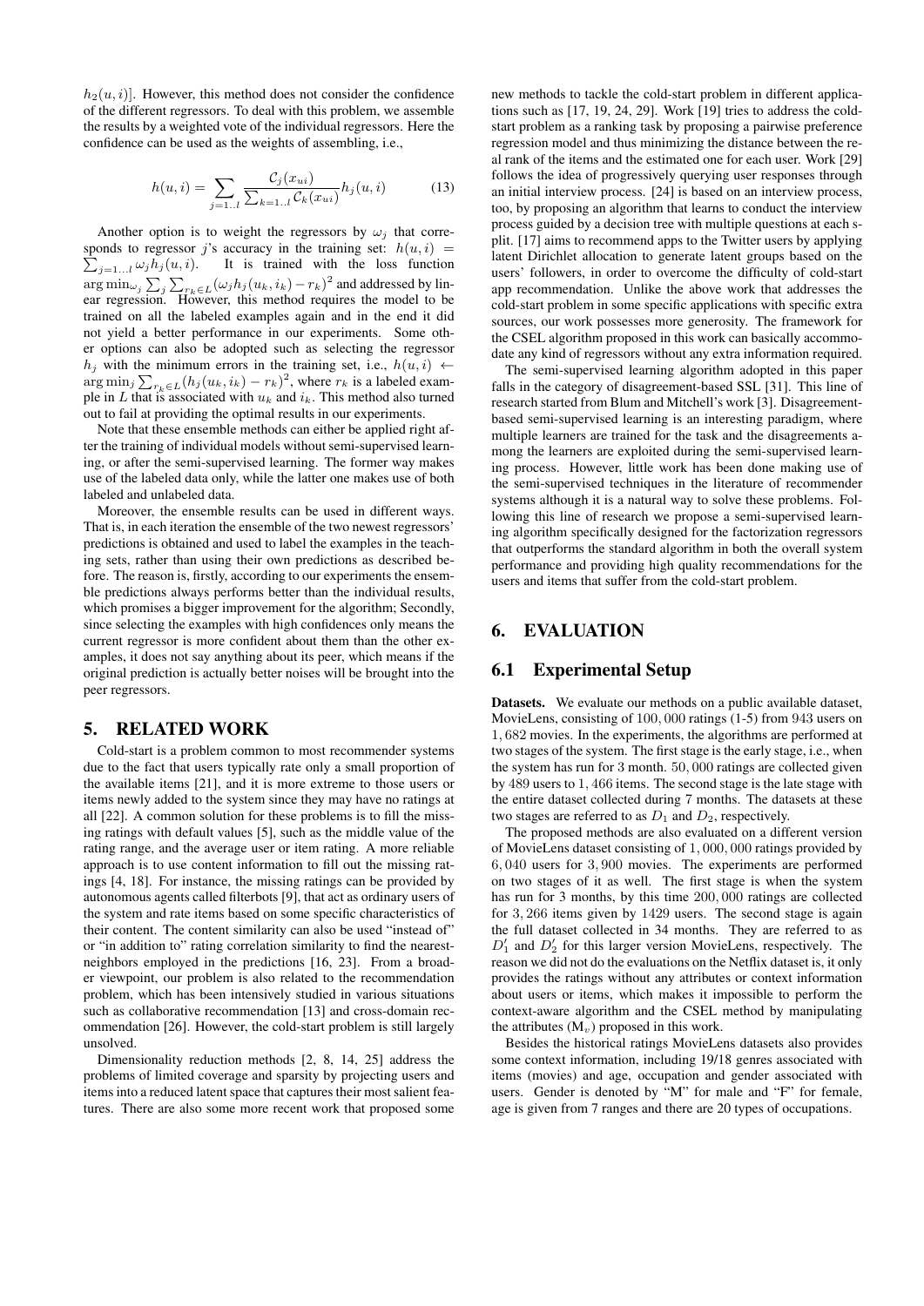$h_2(u,i)]$. However, this method does not consider the confidence of the different regressors. To deal with this problem, we assemble the results by a weighted vote of the individual regressors. Here the confidence can be used as the weights of assembling, i.e.,

$$h(u,i) = \sum_{j=1..l} \frac{\mathcal{C}_j(x_{ui})}{\sum_{k=1..l} \mathcal{C}_k(x_{ui})} h_j(u,i) \quad (13)$$

Another option is to weight the regressors by $\omega_j$ that corresponds to regressor $j$'s accuracy in the training set: $h(u,i) = \sum_{j=1...l} \omega_j h_j(u,i)$. It is trained with the loss function $\arg\min_{\omega_j} \sum_j \sum_{r_k \in L} (\omega_j h_j(u_k, i_k) - r_k)^2$ and addressed by linear regression. However, this method requires the model to be trained on all the labeled examples again and in the end it did not yield a better performance in our experiments. Some other options can also be adopted such as selecting the regressor $h_j$ with the minimum errors in the training set, i.e., $h(u,i) \leftarrow \arg\min_j \sum_{r_k \in L} (h_j(u_k, i_k) - r_k)^2$, where $r_k$ is a labeled example in $L$ that is associated with $u_k$ and $i_k$. This method also turned out to fail at providing the optimal results in our experiments.

Note that these ensemble methods can either be applied right after the training of individual models without semi-supervised learning, or after the semi-supervised learning. The former way makes use of the labeled data only, while the latter one makes use of both labeled and unlabeled data.

Moreover, the ensemble results can be used in different ways. That is, in each iteration the ensemble of the two newest regressors' predictions is obtained and used to label the examples in the teaching sets, rather than using their own predictions as described before. The reason is, firstly, according to our experiments the ensemble predictions always performs better than the individual results, which promises a bigger improvement for the algorithm; Secondly, since selecting the examples with high confidences only means the current regressor is more confident about them than the other examples, it does not say anything about its peer, which means if the original prediction is actually better noises will be brought into the peer regressors.

# 5. RELATED WORK

Cold-start is a problem common to most recommender systems due to the fact that users typically rate only a small proportion of the available items [21], and it is more extreme to those users or items newly added to the system since they may have no ratings at all [22]. A common solution for these problems is to fill the missing ratings with default values [5], such as the middle value of the rating range, and the average user or item rating. A more reliable approach is to use content information to fill out the missing ratings [4, 18]. For instance, the missing ratings can be provided by autonomous agents called filterbots [9], that act as ordinary users of the system and rate items based on some specific characteristics of their content. The content similarity can also be used "instead of" or "in addition to" rating correlation similarity to find the nearest-neighbors employed in the predictions [16, 23]. From a broader viewpoint, our problem is also related to the recommendation problem, which has been intensively studied in various situations such as collaborative recommendation [13] and cross-domain recommendation [26]. However, the cold-start problem is still largely unsolved.

Dimensionality reduction methods [2, 8, 14, 25] address the problems of limited coverage and sparsity by projecting users and items into a reduced latent space that captures their most salient features. There are also some more recent work that proposed some new methods to tackle the cold-start problem in different applications such as [17, 19, 24, 29]. Work [19] tries to address the cold-start problem as a ranking task by proposing a pairwise preference regression model and thus minimizing the distance between the real rank of the items and the estimated one for each user. Work [29] follows the idea of progressively querying user responses through an initial interview process. [24] is based on an interview process, too, by proposing an algorithm that learns to conduct the interview process guided by a decision tree with multiple questions at each split. [17] aims to recommend apps to the Twitter users by applying latent Dirichlet allocation to generate latent groups based on the users' followers, in order to overcome the difficulty of cold-start app recommendation. Unlike the above work that addresses the cold-start problem in some specific applications with specific extra sources, our work possesses more generosity. The framework for the CSEL algorithm proposed in this work can basically accommodate any kind of regressors without any extra information required.

The semi-supervised learning algorithm adopted in this paper falls in the category of disagreement-based SSL [31]. This line of research started from Blum and Mitchell's work [3]. Disagreement-based semi-supervised learning is an interesting paradigm, where multiple learners are trained for the task and the disagreements among the learners are exploited during the semi-supervised learning process. However, little work has been done making use of the semi-supervised techniques in the literature of recommender systems although it is a natural way to solve these problems. Following this line of research we propose a semi-supervised learning algorithm specifically designed for the factorization regressors that outperforms the standard algorithm in both the overall system performance and providing high quality recommendations for the users and items that suffer from the cold-start problem.

# 6. EVALUATION

## 6.1 Experimental Setup

**Datasets.** We evaluate our methods on a public available dataset, MovieLens, consisting of 100,000 ratings (1-5) from 943 users on 1,682 movies. In the experiments, the algorithms are performed at two stages of the system. The first stage is the early stage, i.e., when the system has run for 3 month. 50,000 ratings are collected given by 489 users to 1,466 items. The second stage is the late stage with the entire dataset collected during 7 months. The datasets at these two stages are referred to as $D_1$ and $D_2$, respectively.

The proposed methods are also evaluated on a different version of MovieLens dataset consisting of 1,000,000 ratings provided by 6,040 users for 3,900 movies. The experiments are performed on two stages of it as well. The first stage is when the system has run for 3 months, by this time 200,000 ratings are collected for 3,266 items given by 1429 users. The second stage is again the full dataset collected in 34 months. They are referred to as $D_1'$ and $D_2'$ for this larger version MovieLens, respectively. The reason we did not do the evaluations on the Netflix dataset is, it only provides the ratings without any attributes or context information about users or items, which makes it impossible to perform the context-aware algorithm and the CSEL method by manipulating the attributes ($M_v$) proposed in this work.

Besides the historical ratings MovieLens datasets also provides some context information, including 19/18 genres associated with items (movies) and age, occupation and gender associated with users. Gender is denoted by "M" for male and "F" for female, age is given from 7 ranges and there are 20 types of occupations.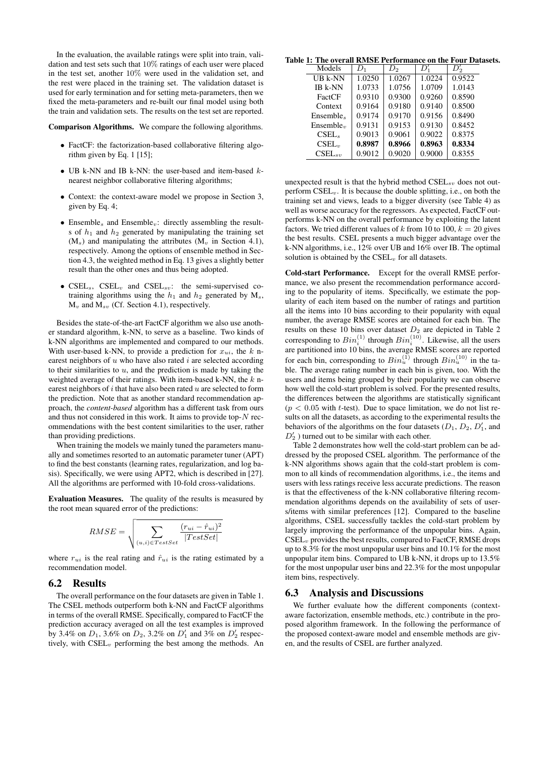In the evaluation, the available ratings were split into train, validation and test sets such that 10% ratings of each user were placed in the test set, another 10% were used in the validation set, and the rest were placed in the training set. The validation dataset is used for early termination and for setting meta-parameters, then we fixed the meta-parameters and re-built our final model using both the train and validation sets. The results on the test set are reported.

**Comparison Algorithms.** We compare the following algorithms.

- FactCF: the factorization-based collaborative filtering algorithm given by Eq. 1 [15];
- UB k-NN and IB k-NN: the user-based and item-based $k$-nearest neighbor collaborative filtering algorithms;
- Context: the context-aware model we propose in Section 3, given by Eq. 4;
- Ensemble$_s$ and Ensemble$_v$: directly assembling the results of $h_1$ and $h_2$ generated by manipulating the training set (M$_s$) and manipulating the attributes (M$_v$ in Section 4.1), respectively. Among the options of ensemble method in Section 4.3, the weighted method in Eq. 13 gives a slightly better result than the other ones and thus being adopted.
- CSEL$_s$, CSEL$_v$ and CSEL$_{sv}$: the semi-supervised co-training algorithms using the $h_1$ and $h_2$ generated by M$_s$, M$_v$ and M$_{sv}$ (Cf. Section 4.1), respectively.

Besides the state-of-the-art FactCF algorithm we also use another standard algorithm, k-NN, to serve as a baseline. Two kinds of k-NN algorithms are implemented and compared to our methods. With user-based k-NN, to provide a prediction for $x_{ui}$, the $k$ nearest neighbors of $u$ who have also rated $i$ are selected according to their similarities to $u$, and the prediction is made by taking the weighted average of their ratings. With item-based k-NN, the $k$ nearest neighbors of $i$ that have also been rated $u$ are selected to form the prediction. Note that as another standard recommendation approach, the *content-based* algorithm has a different task from ours and thus not considered in this work. It aims to provide top-$N$ recommendations with the best content similarities to the user, rather than providing predictions.

When training the models we mainly tuned the parameters manually and sometimes resorted to an automatic parameter tuner (APT) to find the best constants (learning rates, regularization, and log basis). Specifically, we were using APT2, which is described in [27]. All the algorithms are performed with 10-fold cross-validations.

**Evaluation Measures.** The quality of the results is measured by the root mean squared error of the predictions:

$$RMSE = \sqrt{\sum_{(u,i) \in TestSet} \frac{(r_{ui} - \hat{r}_{ui})^2}{|TestSet|}}$$

where $r_{ui}$ is the real rating and $\hat{r}_{ui}$ is the rating estimated by a recommendation model.

## 6.2 Results

The overall performance on the four datasets are given in Table 1. The CSEL methods outperform both k-NN and FactCF algorithms in terms of the overall RMSE. Specifically, compared to FactCF the prediction accuracy averaged on all the test examples is improved by 3.4% on $D_1$, 3.6% on $D_2$, 3.2% on $D_1'$ and 3% on $D_2'$ respectively, with CSEL$_v$ performing the best among the methods. An unexpected result is that the hybrid method CSEL$_{sv}$ does not outperform CSEL$_v$. It is because the double splitting, i.e., on both the training set and views, leads to a bigger diversity (see Table 4) as well as worse accuracy for the regressors. As expected, FactCF outperforms k-NN on the overall performance by exploiting the latent factors. We tried different values of $k$ from 10 to 100, $k = 20$ gives the best results. CSEL presents a much bigger advantage over the k-NN algorithms, i.e., 12% over UB and 16% over IB. The optimal solution is obtained by the CSEL$_v$ for all datasets.

**Table 1: The overall RMSE Performance on the Four Datasets.**

| Models | $D_1$ | $D_2$ | $D_1'$ | $D_2'$ |
|---|---|---|---|---|
| UB k-NN | 1.0250 | 1.0267 | 1.0224 | 0.9522 |
| IB k-NN | 1.0733 | 1.0756 | 1.0709 | 1.0143 |
| FactCF | 0.9310 | 0.9300 | 0.9260 | 0.8590 |
| Context | 0.9164 | 0.9180 | 0.9140 | 0.8500 |
| Ensemble$_s$ | 0.9174 | 0.9170 | 0.9156 | 0.8490 |
| Ensemble$_v$ | 0.9131 | 0.9153 | 0.9130 | 0.8452 |
| CSEL$_s$ | 0.9013 | 0.9061 | 0.9022 | 0.8375 |
| CSEL$_v$ | **0.8987** | **0.8966** | **0.8963** | **0.8334** |
| CSEL$_{sv}$ | 0.9012 | 0.9020 | 0.9000 | 0.8355 |

**Cold-start Performance.** Except for the overall RMSE performance, we also present the recommendation performance according to the popularity of items. Specifically, we estimate the popularity of each item based on the number of ratings and partition all the items into 10 bins according to their popularity with equal number, the average RMSE scores are obtained for each bin. The results on these 10 bins over dataset $D_2$ are depicted in Table 2 corresponding to $Bin_i^{(1)}$ through $Bin_i^{(10)}$. Likewise, all the users are partitioned into 10 bins, the average RMSE scores are reported for each bin, corresponding to $Bin_u^{(1)}$ through $Bin_u^{(10)}$ in the table. The average rating number in each bin is given, too. With the users and items being grouped by their popularity we can observe how well the cold-start problem is solved. For the presented results, the differences between the algorithms are statistically significant ($p < 0.05$ with $t$-test). Due to space limitation, we do not list results on all the datasets, as according to the experimental results the behaviors of the algorithms on the four datasets ($D_1$, $D_2$, $D_1'$, and $D_2'$ ) turned out to be similar with each other.

Table 2 demonstrates how well the cold-start problem can be addressed by the proposed CSEL algorithm. The performance of the k-NN algorithms shows again that the cold-start problem is common to all kinds of recommendation algorithms, i.e., the items and users with less ratings receive less accurate predictions. The reason is that the effectiveness of the k-NN collaborative filtering recommendation algorithms depends on the availability of sets of users/items with similar preferences [12]. Compared to the baseline algorithms, CSEL successfully tackles the cold-start problem by largely improving the performance of the unpopular bins. Again, CSEL$_v$ provides the best results, compared to FactCF, RMSE drops up to 8.3% for the most unpopular user bins and 10.1% for the most unpopular item bins. Compared to UB k-NN, it drops up to 13.5% for the most unpopular user bins and 22.3% for the most unpopular item bins, respectively.

## 6.3 Analysis and Discussions

We further evaluate how the different components (context-aware factorization, ensemble methods, etc.) contribute in the proposed algorithm framework. In the following the performance of the proposed context-aware model and ensemble methods are given, and the results of CSEL are further analyzed.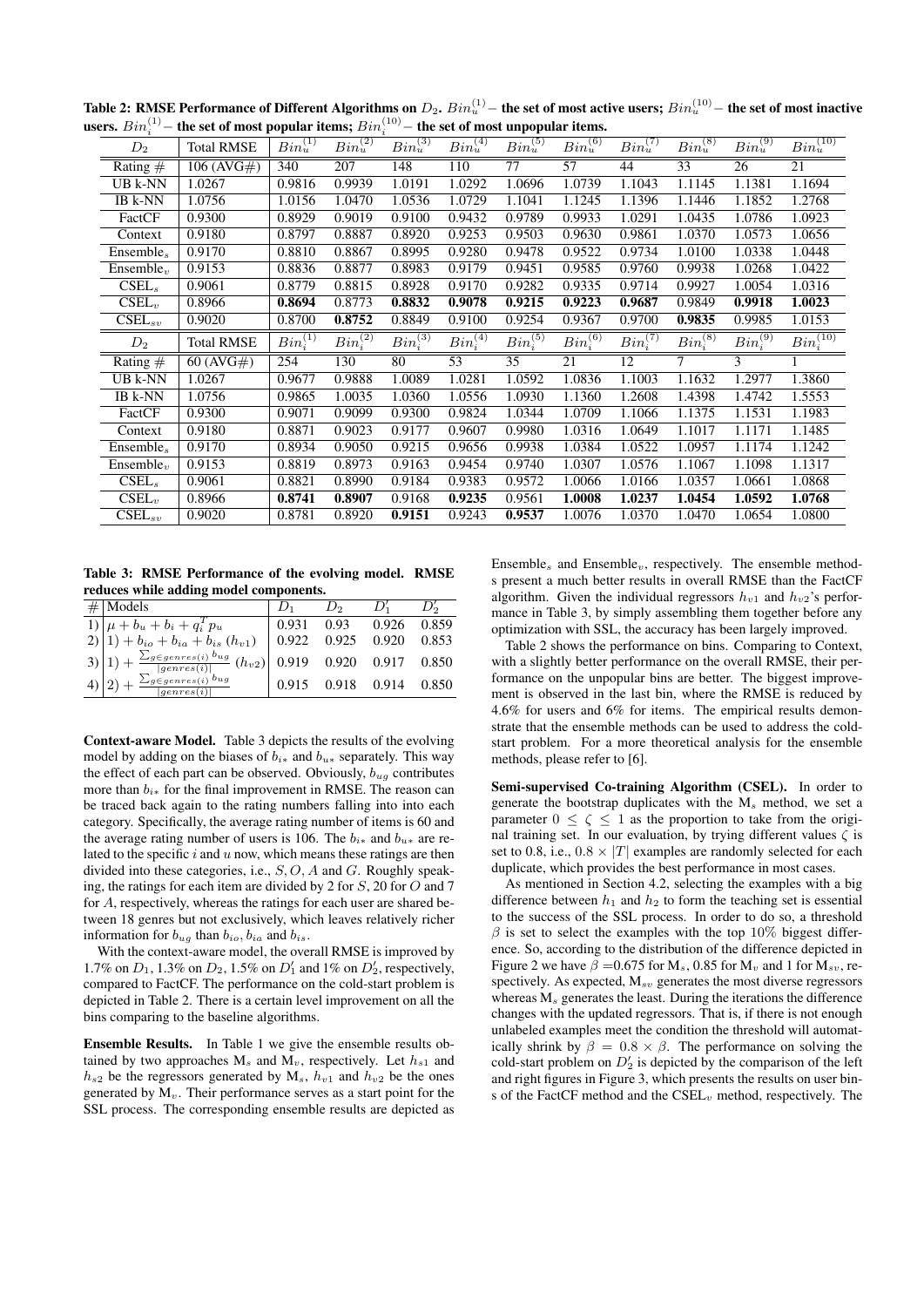**Table 2: RMSE Performance of Different Algorithms on $D_2$. $Bin_u^{(1)}$ – the set of most active users; $Bin_u^{(10)}$ – the set of most inactive users. $Bin_i^{(1)}$ – the set of most popular items; $Bin_i^{(10)}$ – the set of most unpopular items.**

| $D_2$ | Total RMSE | $Bin_u^{(1)}$ | $Bin_u^{(2)}$ | $Bin_u^{(3)}$ | $Bin_u^{(4)}$ | $Bin_u^{(5)}$ | $Bin_u^{(6)}$ | $Bin_u^{(7)}$ | $Bin_u^{(8)}$ | $Bin_u^{(9)}$ | $Bin_u^{(10)}$ |
|---|---|---|---|---|---|---|---|---|---|---|---|
| Rating # | 106 (AVG#) | 340 | 207 | 148 | 110 | 77 | 57 | 44 | 33 | 26 | 21 |
| UB k-NN | 1.0267 | 0.9816 | 0.9939 | 1.0191 | 1.0292 | 1.0696 | 1.0739 | 1.1043 | 1.1145 | 1.1381 | 1.1694 |
| IB k-NN | 1.0756 | 1.0156 | 1.0470 | 1.0536 | 1.0729 | 1.1041 | 1.1245 | 1.1396 | 1.1446 | 1.1852 | 1.2768 |
| FactCF | 0.9300 | 0.8929 | 0.9019 | 0.9100 | 0.9432 | 0.9789 | 0.9933 | 1.0291 | 1.0435 | 1.0786 | 1.0923 |
| Context | 0.9180 | 0.8797 | 0.8887 | 0.8920 | 0.9253 | 0.9503 | 0.9630 | 0.9861 | 1.0370 | 1.0573 | 1.0656 |
| Ensemble$_s$ | 0.9170 | 0.8810 | 0.8867 | 0.8995 | 0.9280 | 0.9478 | 0.9522 | 0.9734 | 1.0100 | 1.0338 | 1.0448 |
| Ensemble$_v$ | 0.9153 | 0.8836 | 0.8877 | 0.8983 | 0.9179 | 0.9451 | 0.9585 | 0.9760 | 0.9938 | 1.0268 | 1.0422 |
| CSEL$_s$ | 0.9061 | 0.8779 | 0.8815 | 0.8928 | 0.9170 | 0.9282 | 0.9335 | 0.9714 | 0.9927 | 1.0054 | 1.0316 |
| CSEL$_v$ | 0.8966 | **0.8694** | 0.8773 | **0.8832** | **0.9078** | **0.9215** | **0.9223** | **0.9687** | 0.9849 | **0.9918** | **1.0023** |
| CSEL$_{sv}$ | 0.9020 | 0.8700 | **0.8752** | 0.8849 | 0.9100 | 0.9254 | 0.9367 | 0.9700 | **0.9835** | 0.9985 | 1.0153 |
| $D_2$ | Total RMSE | $Bin_i^{(1)}$ | $Bin_i^{(2)}$ | $Bin_i^{(3)}$ | $Bin_i^{(4)}$ | $Bin_i^{(5)}$ | $Bin_i^{(6)}$ | $Bin_i^{(7)}$ | $Bin_i^{(8)}$ | $Bin_i^{(9)}$ | $Bin_i^{(10)}$ |
| Rating # | 60 (AVG#) | 254 | 130 | 80 | 53 | 35 | 21 | 12 | 7 | 3 | 1 |
| UB k-NN | 1.0267 | 0.9677 | 0.9888 | 1.0089 | 1.0281 | 1.0592 | 1.0836 | 1.1003 | 1.1632 | 1.2977 | 1.3860 |
| IB k-NN | 1.0756 | 0.9865 | 1.0035 | 1.0360 | 1.0556 | 1.0930 | 1.1360 | 1.2608 | 1.4398 | 1.4742 | 1.5553 |
| FactCF | 0.9300 | 0.9071 | 0.9099 | 0.9300 | 0.9824 | 1.0344 | 1.0709 | 1.1066 | 1.1375 | 1.1531 | 1.1983 |
| Context | 0.9180 | 0.8871 | 0.9023 | 0.9177 | 0.9607 | 0.9980 | 1.0316 | 1.0649 | 1.1017 | 1.1171 | 1.1485 |
| Ensemble$_s$ | 0.9170 | 0.8934 | 0.9050 | 0.9215 | 0.9656 | 0.9938 | 1.0384 | 1.0522 | 1.0957 | 1.1174 | 1.1242 |
| Ensemble$_v$ | 0.9153 | 0.8819 | 0.8973 | 0.9163 | 0.9454 | 0.9740 | 1.0307 | 1.0576 | 1.1067 | 1.1098 | 1.1317 |
| CSEL$_s$ | 0.9061 | 0.8821 | 0.8990 | 0.9184 | 0.9383 | 0.9572 | 1.0066 | 1.0166 | 1.0357 | 1.0661 | 1.0868 |
| CSEL$_v$ | 0.8966 | **0.8741** | **0.8907** | 0.9168 | **0.9235** | 0.9561 | **1.0008** | **1.0237** | **1.0454** | **1.0592** | **1.0768** |
| CSEL$_{sv}$ | 0.9020 | 0.8781 | 0.8920 | **0.9151** | 0.9243 | **0.9537** | 1.0076 | 1.0370 | 1.0470 | 1.0654 | 1.0800 |

**Table 3: RMSE Performance of the evolving model. RMSE reduces while adding model components.**

| # | Models | $D_1$ | $D_2$ | $D_1'$ | $D_2'$ |
|---|---|---|---|---|---|
| 1) | $\mu + b_u + b_i + q_i^T p_u$ | 0.931 | 0.93 | 0.926 | 0.859 |
| 2) | 1) $+ b_{io} + b_{ia} + b_{is}$ ($h_{v1}$) | 0.922 | 0.925 | 0.920 | 0.853 |
| 3) | 1) $+ \frac{\sum_{g \in genres(i)} b_{ug}}{\lvert genres(i) \rvert}$ ($h_{v2}$) | 0.919 | 0.920 | 0.917 | 0.850 |
| 4) | 2) $+ \frac{\sum_{g \in genres(i)} b_{ug}}{\lvert genres(i) \rvert}$ | 0.915 | 0.918 | 0.914 | 0.850 |

**Context-aware Model.** Table 3 depicts the results of the evolving model by adding on the biases of $b_{i*}$ and $b_{u*}$ separately. This way the effect of each part can be observed. Obviously, $b_{ug}$ contributes more than $b_{i*}$ for the final improvement in RMSE. The reason can be traced back again to the rating numbers falling into into each category. Specifically, the average rating number of items is 60 and the average rating number of users is 106. The $b_{i*}$ and $b_{u*}$ are related to the specific $i$ and $u$ now, which means these ratings are then divided into these categories, i.e., $S, O, A$ and $G$. Roughly speaking, the ratings for each item are divided by 2 for $S$, 20 for $O$ and 7 for $A$, respectively, whereas the ratings for each user are shared between 18 genres but not exclusively, which leaves relatively richer information for $b_{ug}$ than $b_{io}, b_{ia}$ and $b_{is}$.

With the context-aware model, the overall RMSE is improved by 1.7% on $D_1$, 1.3% on $D_2$, 1.5% on $D_1'$ and 1% on $D_2'$, respectively, compared to FactCF. The performance on the cold-start problem is depicted in Table 2. There is a certain level improvement on all the bins comparing to the baseline algorithms.

**Ensemble Results.** In Table 1 we give the ensemble results obtained by two approaches M$_s$ and M$_v$, respectively. Let $h_{s1}$ and $h_{s2}$ be the regressors generated by M$_s$, $h_{v1}$ and $h_{v2}$ be the ones generated by M$_v$. Their performance serves as a start point for the SSL process. The corresponding ensemble results are depicted as Ensemble$_s$ and Ensemble$_v$, respectively. The ensemble methods present a much better results in overall RMSE than the FactCF algorithm. Given the individual regressors $h_{v1}$ and $h_{v2}$'s performance in Table 3, by simply assembling them together before any optimization with SSL, the accuracy has been largely improved.

Table 2 shows the performance on bins. Comparing to Context, with a slightly better performance on the overall RMSE, their performance on the unpopular bins are better. The biggest improvement is observed in the last bin, where the RMSE is reduced by 4.6% for users and 6% for items. The empirical results demonstrate that the ensemble methods can be used to address the cold-start problem. For a more theoretical analysis for the ensemble methods, please refer to [6].

**Semi-supervised Co-training Algorithm (CSEL).** In order to generate the bootstrap duplicates with the M$_s$ method, we set a parameter $0 \leq \zeta \leq 1$ as the proportion to take from the original training set. In our evaluation, by trying different values $\zeta$ is set to 0.8, i.e., $0.8 \times |T|$ examples are randomly selected for each duplicate, which provides the best performance in most cases.

As mentioned in Section 4.2, selecting the examples with a big difference between $h_1$ and $h_2$ to form the teaching set is essential to the success of the SSL process. In order to do so, a threshold $\beta$ is set to select the examples with the top 10% biggest difference. So, according to the distribution of the difference depicted in Figure 2 we have $\beta$ =0.675 for M$_s$, 0.85 for M$_v$ and 1 for M$_{sv}$, respectively. As expected, M$_{sv}$ generates the most diverse regressors whereas M$_s$ generates the least. During the iterations the difference changes with the updated regressors. That is, if there is not enough unlabeled examples meet the condition the threshold will automatically shrink by $\beta = 0.8 \times \beta$. The performance on solving the cold-start problem on $D_2'$ is depicted by the comparison of the left and right figures in Figure 3, which presents the results on user bins of the FactCF method and the CSEL$_v$ method, respectively. The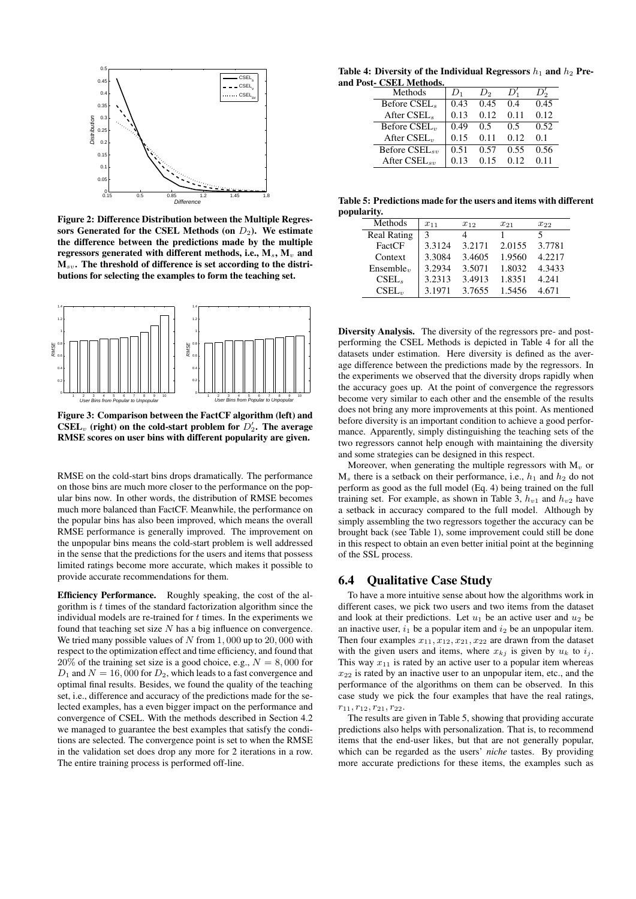Figure 2: Difference Distribution between the Multiple Regressors Generated for the CSEL Methods (on $D_2$). We estimate the difference between the predictions made by the multiple regressors generated with different methods, i.e., $M_s$, $M_v$ and $M_{sv}$. The threshold of difference is set according to the distributions for selecting the examples to form the teaching set.

Figure 3: Comparison between the FactCF algorithm (left) and CSEL$_v$ (right) on the cold-start problem for $D'_2$. The average RMSE scores on user bins with different popularity are given.

RMSE on the cold-start bins drops dramatically. The performance on those bins are much more closer to the performance on the popular bins now. In other words, the distribution of RMSE becomes much more balanced than FactCF. Meanwhile, the performance on the popular bins has also been improved, which means the overall RMSE performance is generally improved. The improvement on the unpopular bins means the cold-start problem is well addressed in the sense that the predictions for the users and items that possess limited ratings become more accurate, which makes it possible to provide accurate recommendations for them.

**Efficiency Performance.** Roughly speaking, the cost of the algorithm is $t$ times of the standard factorization algorithm since the individual models are re-trained for $t$ times. In the experiments we found that teaching set size $N$ has a big influence on convergence. We tried many possible values of $N$ from $1,000$ up to $20,000$ with respect to the optimization effect and time efficiency, and found that $20\%$ of the training set size is a good choice, e.g., $N = 8,000$ for $D_1$ and $N = 16,000$ for $D_2$, which leads to a fast convergence and optimal final results. Besides, we found the quality of the teaching set, i.e., difference and accuracy of the predictions made for the selected examples, has a even bigger impact on the performance and convergence of CSEL. With the methods described in Section 4.2 we managed to guarantee the best examples that satisfy the conditions are selected. The convergence point is set to when the RMSE in the validation set does drop any more for 2 iterations in a row. The entire training process is performed off-line.

**Table 4: Diversity of the Individual Regressors $h_1$ and $h_2$ Pre- and Post- CSEL Methods.**

| Methods | $D_1$ | $D_2$ | $D'_1$ | $D'_2$ |
|---|---|---|---|---|
| Before CSEL$_s$ | 0.43 | 0.45 | 0.4 | 0.45 |
| After CSEL$_s$ | 0.13 | 0.12 | 0.11 | 0.12 |
| Before CSEL$_v$ | 0.49 | 0.5 | 0.5 | 0.52 |
| After CSEL$_v$ | 0.15 | 0.11 | 0.12 | 0.1 |
| Before CSEL$_{sv}$ | 0.51 | 0.57 | 0.55 | 0.56 |
| After CSEL$_{sv}$ | 0.13 | 0.15 | 0.12 | 0.11 |

**Table 5: Predictions made for the users and items with different popularity.**

| Methods | $x_{11}$ | $x_{12}$ | $x_{21}$ | $x_{22}$ |
|---|---|---|---|---|
| Real Rating | 3 | 4 | 1 | 5 |
| FactCF | 3.3124 | 3.2171 | 2.0155 | 3.7781 |
| Context | 3.3084 | 3.4605 | 1.9560 | 4.2217 |
| Ensemble$_v$ | 3.2934 | 3.5071 | 1.8032 | 4.3433 |
| CSEL$_s$ | 3.2313 | 3.4913 | 1.8351 | 4.241 |
| CSEL$_v$ | 3.1971 | 3.7655 | 1.5456 | 4.671 |

**Diversity Analysis.** The diversity of the regressors pre- and post-performing the CSEL Methods is depicted in Table 4 for all the datasets under estimation. Here diversity is defined as the average difference between the predictions made by the regressors. In the experiments we observed that the diversity drops rapidly when the accuracy goes up. At the point of convergence the regressors become very similar to each other and the ensemble of the results does not bring any more improvements at this point. As mentioned before diversity is an important condition to achieve a good performance. Apparently, simply distinguishing the teaching sets of the two regressors cannot help enough with maintaining the diversity and some strategies can be designed in this respect.

Moreover, when generating the multiple regressors with $M_v$ or $M_s$ there is a setback on their performance, i.e., $h_1$ and $h_2$ do not perform as good as the full model (Eq. 4) being trained on the full training set. For example, as shown in Table 3, $h_{v1}$ and $h_{v2}$ have a setback in accuracy compared to the full model. Although by simply assembling the two regressors together the accuracy can be brought back (see Table 1), some improvement could still be done in this respect to obtain an even better initial point at the beginning of the SSL process.

## 6.4 Qualitative Case Study

To have a more intuitive sense about how the algorithms work in different cases, we pick two users and two items from the dataset and look at their predictions. Let $u_1$ be an active user and $u_2$ be an inactive user, $i_1$ be a popular item and $i_2$ be an unpopular item. Then four examples $x_{11}, x_{12}, x_{21}, x_{22}$ are drawn from the dataset with the given users and items, where $x_{kj}$ is given by $u_k$ to $i_j$. This way $x_{11}$ is rated by an active user to a popular item whereas $x_{22}$ is rated by an inactive user to an unpopular item, etc., and the performance of the algorithms on them can be observed. In this case study we pick the four examples that have the real ratings, $r_{11}, r_{12}, r_{21}, r_{22}$.

The results are given in Table 5, showing that providing accurate predictions also helps with personalization. That is, to recommend items that the end-user likes, but that are not generally popular, which can be regarded as the users' *niche* tastes. By providing more accurate predictions for these items, the examples such as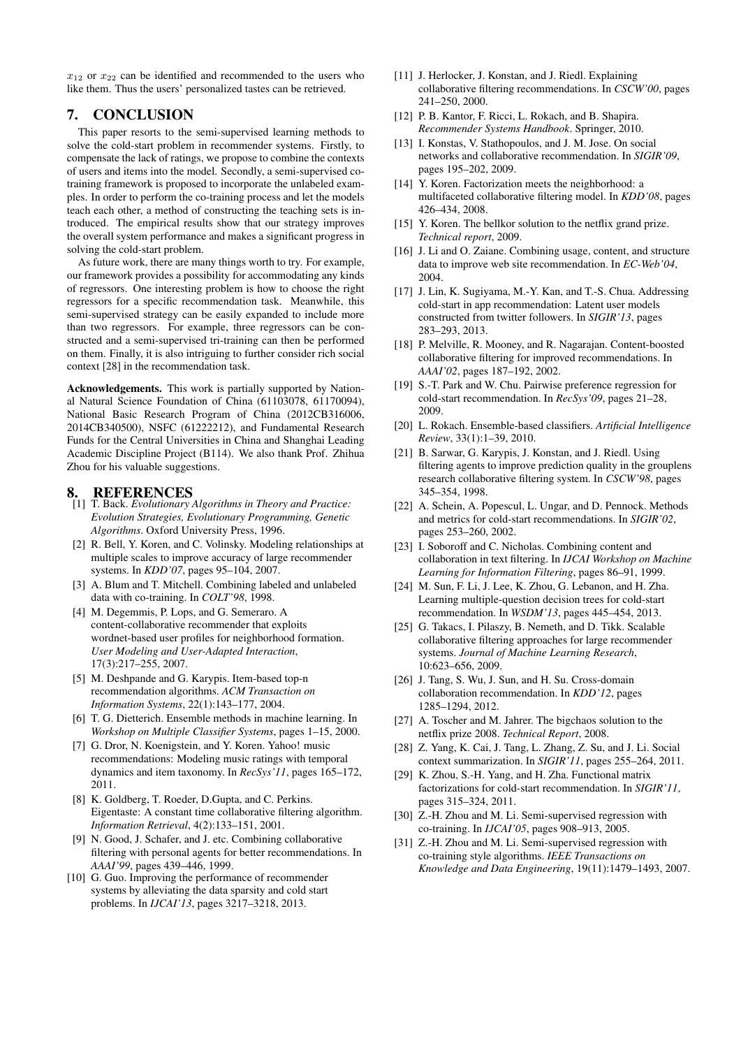$x_{12}$ or $x_{22}$ can be identified and recommended to the users who like them. Thus the users' personalized tastes can be retrieved.

## 7. CONCLUSION

This paper resorts to the semi-supervised learning methods to solve the cold-start problem in recommender systems. Firstly, to compensate the lack of ratings, we propose to combine the contexts of users and items into the model. Secondly, a semi-supervised co-training framework is proposed to incorporate the unlabeled examples. In order to perform the co-training process and let the models teach each other, a method of constructing the teaching sets is introduced. The empirical results show that our strategy improves the overall system performance and makes a significant progress in solving the cold-start problem.

As future work, there are many things worth to try. For example, our framework provides a possibility for accommodating any kinds of regressors. One interesting problem is how to choose the right regressors for a specific recommendation task. Meanwhile, this semi-supervised strategy can be easily expanded to include more than two regressors. For example, three regressors can be constructed and a semi-supervised tri-training can then be performed on them. Finally, it is also intriguing to further consider rich social context [28] in the recommendation task.

**Acknowledgements.** This work is partially supported by National Natural Science Foundation of China (61103078, 61170094), National Basic Research Program of China (2012CB316006, 2014CB340500), NSFC (61222212), and Fundamental Research Funds for the Central Universities in China and Shanghai Leading Academic Discipline Project (B114). We also thank Prof. Zhihua Zhou for his valuable suggestions.

## 8. REFERENCES

[1] T. Back. *Evolutionary Algorithms in Theory and Practice: Evolution Strategies, Evolutionary Programming, Genetic Algorithms*. Oxford University Press, 1996.

[2] R. Bell, Y. Koren, and C. Volinsky. Modeling relationships at multiple scales to improve accuracy of large recommender systems. In *KDD'07*, pages 95–104, 2007.

[3] A. Blum and T. Mitchell. Combining labeled and unlabeled data with co-training. In *COLT'98*, 1998.

[4] M. Degemmis, P. Lops, and G. Semeraro. A content-collaborative recommender that exploits wordnet-based user profiles for neighborhood formation. *User Modeling and User-Adapted Interaction*, 17(3):217–255, 2007.

[5] M. Deshpande and G. Karypis. Item-based top-n recommendation algorithms. *ACM Transaction on Information Systems*, 22(1):143–177, 2004.

[6] T. G. Dietterich. Ensemble methods in machine learning. In *Workshop on Multiple Classifier Systems*, pages 1–15, 2000.

[7] G. Dror, N. Koenigstein, and Y. Koren. Yahoo! music recommendations: Modeling music ratings with temporal dynamics and item taxonomy. In *RecSys'11*, pages 165–172, 2011.

[8] K. Goldberg, T. Roeder, D.Gupta, and C. Perkins. Eigentaste: A constant time collaborative filtering algorithm. *Information Retrieval*, 4(2):133–151, 2001.

[9] N. Good, J. Schafer, and J. etc. Combining collaborative filtering with personal agents for better recommendations. In *AAAI'99*, pages 439–446, 1999.

[10] G. Guo. Improving the performance of recommender systems by alleviating the data sparsity and cold start problems. In *IJCAI'13*, pages 3217–3218, 2013.

[11] J. Herlocker, J. Konstan, and J. Riedl. Explaining collaborative filtering recommendations. In *CSCW'00*, pages 241–250, 2000.

[12] P. B. Kantor, F. Ricci, L. Rokach, and B. Shapira. *Recommender Systems Handbook*. Springer, 2010.

[13] I. Konstas, V. Stathopoulos, and J. M. Jose. On social networks and collaborative recommendation. In *SIGIR'09*, pages 195–202, 2009.

[14] Y. Koren. Factorization meets the neighborhood: a multifaceted collaborative filtering model. In *KDD'08*, pages 426–434, 2008.

[15] Y. Koren. The bellkor solution to the netflix grand prize. *Technical report*, 2009.

[16] J. Li and O. Zaiane. Combining usage, content, and structure data to improve web site recommendation. In *EC-Web'04*, 2004.

[17] J. Lin, K. Sugiyama, M.-Y. Kan, and T.-S. Chua. Addressing cold-start in app recommendation: Latent user models constructed from twitter followers. In *SIGIR'13*, pages 283–293, 2013.

[18] P. Melville, R. Mooney, and R. Nagarajan. Content-boosted collaborative filtering for improved recommendations. In *AAAI'02*, pages 187–192, 2002.

[19] S.-T. Park and W. Chu. Pairwise preference regression for cold-start recommendation. In *RecSys'09*, pages 21–28, 2009.

[20] L. Rokach. Ensemble-based classifiers. *Artificial Intelligence Review*, 33(1):1–39, 2010.

[21] B. Sarwar, G. Karypis, J. Konstan, and J. Riedl. Using filtering agents to improve prediction quality in the grouplens research collaborative filtering system. In *CSCW'98*, pages 345–354, 1998.

[22] A. Schein, A. Popescul, L. Ungar, and D. Pennock. Methods and metrics for cold-start recommendations. In *SIGIR'02*, pages 253–260, 2002.

[23] I. Soboroff and C. Nicholas. Combining content and collaboration in text filtering. In *IJCAI Workshop on Machine Learning for Information Filtering*, pages 86–91, 1999.

[24] M. Sun, F. Li, J. Lee, K. Zhou, G. Lebanon, and H. Zha. Learning multiple-question decision trees for cold-start recommendation. In *WSDM'13*, pages 445–454, 2013.

[25] G. Takacs, I. Pilaszy, B. Nemeth, and D. Tikk. Scalable collaborative filtering approaches for large recommender systems. *Journal of Machine Learning Research*, 10:623–656, 2009.

[26] J. Tang, S. Wu, J. Sun, and H. Su. Cross-domain collaboration recommendation. In *KDD'12*, pages 1285–1294, 2012.

[27] A. Toscher and M. Jahrer. The bigchaos solution to the netflix prize 2008. *Technical Report*, 2008.

[28] Z. Yang, K. Cai, J. Tang, L. Zhang, Z. Su, and J. Li. Social context summarization. In *SIGIR'11*, pages 255–264, 2011.

[29] K. Zhou, S.-H. Yang, and H. Zha. Functional matrix factorizations for cold-start recommendation. In *SIGIR'11*, pages 315–324, 2011.

[30] Z.-H. Zhou and M. Li. Semi-supervised regression with co-training. In *IJCAI'05*, pages 908–913, 2005.

[31] Z.-H. Zhou and M. Li. Semi-supervised regression with co-training style algorithms. *IEEE Transactions on Knowledge and Data Engineering*, 19(11):1479–1493, 2007.